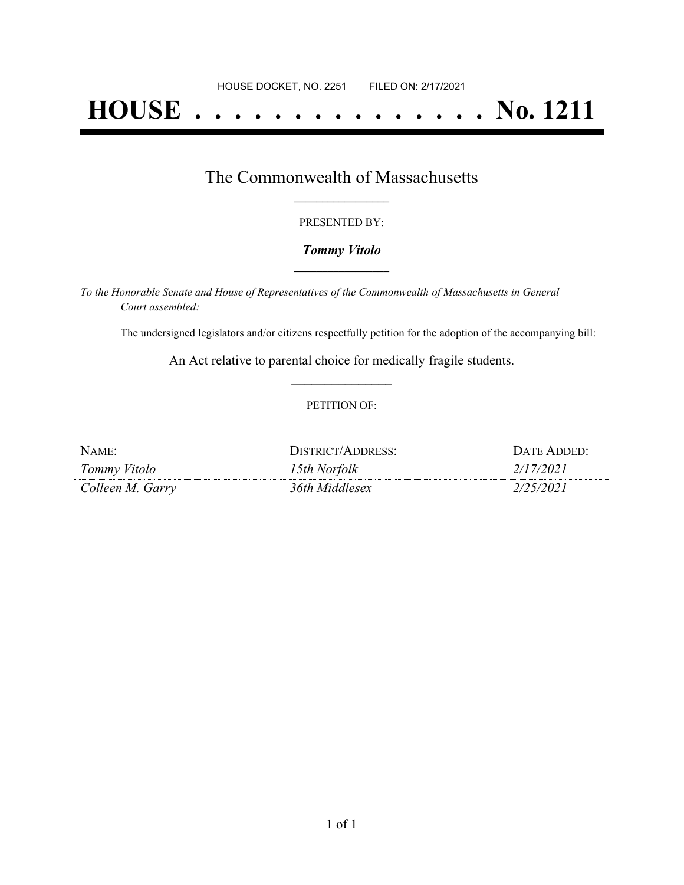HOUSE DOCKET, NO. 2251 FILED ON: 2/17/2021

# HOUSE . . . . . . . . . . . . . . . No. 1211

## The Commonwealth of Massachusetts

PRESENTED BY:

***Tommy Vitolo***

*To the Honorable Senate and House of Representatives of the Commonwealth of Massachusetts in General Court assembled:*

The undersigned legislators and/or citizens respectfully petition for the adoption of the accompanying bill:

An Act relative to parental choice for medically fragile students.

PETITION OF:

| NAME: | DISTRICT/ADDRESS: | DATE ADDED: |
| --- | --- | --- |
| *Tommy Vitolo* | *15th Norfolk* | *2/17/2021* |
| *Colleen M. Garry* | *36th Middlesex* | *2/25/2021* |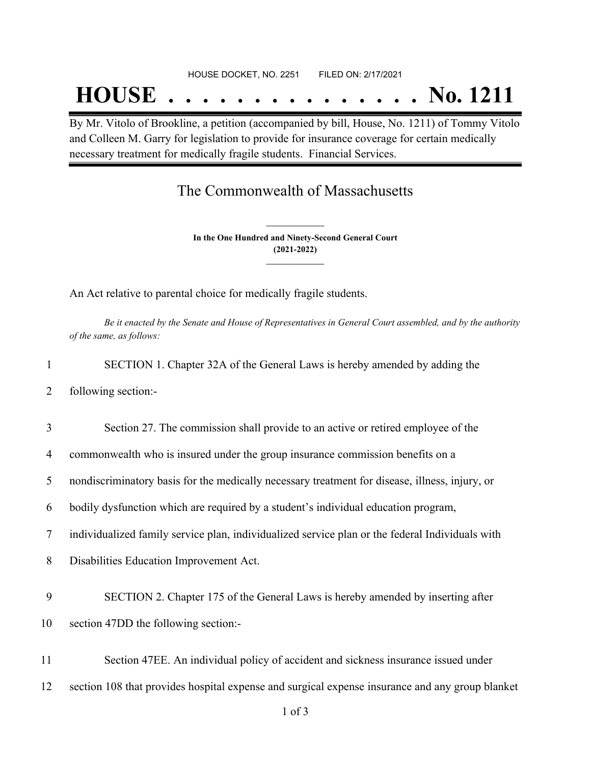HOUSE DOCKET, NO. 2251 FILED ON: 2/17/2021

# HOUSE . . . . . . . . . . . . . . . No. 1211

By Mr. Vitolo of Brookline, a petition (accompanied by bill, House, No. 1211) of Tommy Vitolo and Colleen M. Garry for legislation to provide for insurance coverage for certain medically necessary treatment for medically fragile students. Financial Services.

## The Commonwealth of Massachusetts

**In the One Hundred and Ninety-Second General Court**
**(2021-2022)**

An Act relative to parental choice for medically fragile students.

*Be it enacted by the Senate and House of Representatives in General Court assembled, and by the authority of the same, as follows:*

1 SECTION 1. Chapter 32A of the General Laws is hereby amended by adding the
2 following section:-

3 Section 27. The commission shall provide to an active or retired employee of the
4 commonwealth who is insured under the group insurance commission benefits on a
5 nondiscriminatory basis for the medically necessary treatment for disease, illness, injury, or
6 bodily dysfunction which are required by a student's individual education program,
7 individualized family service plan, individualized service plan or the federal Individuals with
8 Disabilities Education Improvement Act.

9 SECTION 2. Chapter 175 of the General Laws is hereby amended by inserting after
10 section 47DD the following section:-

11 Section 47EE. An individual policy of accident and sickness insurance issued under
12 section 108 that provides hospital expense and surgical expense insurance and any group blanket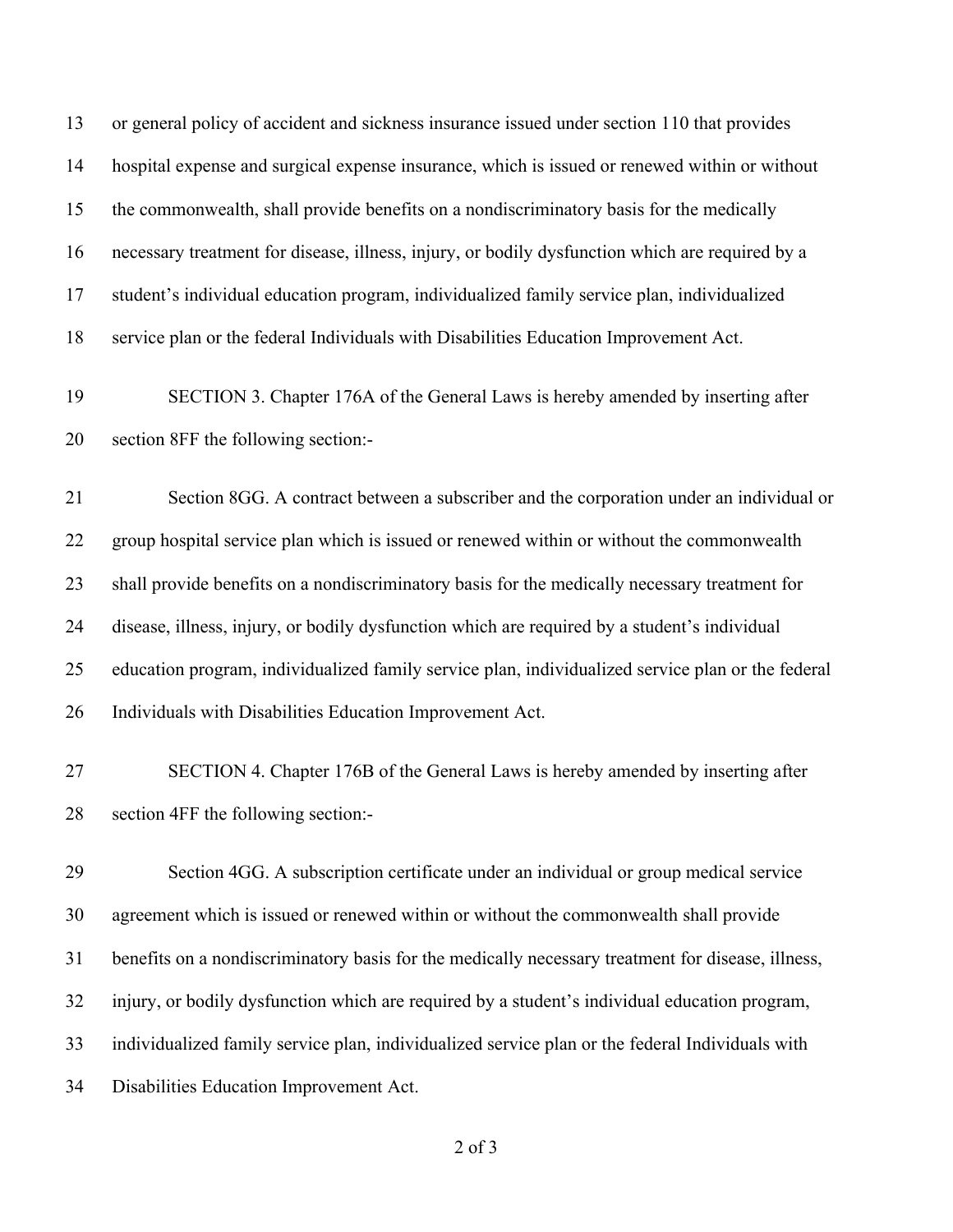or general policy of accident and sickness insurance issued under section 110 that provides hospital expense and surgical expense insurance, which is issued or renewed within or without the commonwealth, shall provide benefits on a nondiscriminatory basis for the medically necessary treatment for disease, illness, injury, or bodily dysfunction which are required by a student's individual education program, individualized family service plan, individualized service plan or the federal Individuals with Disabilities Education Improvement Act.

SECTION 3. Chapter 176A of the General Laws is hereby amended by inserting after section 8FF the following section:-

Section 8GG. A contract between a subscriber and the corporation under an individual or group hospital service plan which is issued or renewed within or without the commonwealth shall provide benefits on a nondiscriminatory basis for the medically necessary treatment for disease, illness, injury, or bodily dysfunction which are required by a student's individual education program, individualized family service plan, individualized service plan or the federal Individuals with Disabilities Education Improvement Act.

SECTION 4. Chapter 176B of the General Laws is hereby amended by inserting after section 4FF the following section:-

Section 4GG. A subscription certificate under an individual or group medical service agreement which is issued or renewed within or without the commonwealth shall provide benefits on a nondiscriminatory basis for the medically necessary treatment for disease, illness, injury, or bodily dysfunction which are required by a student's individual education program, individualized family service plan, individualized service plan or the federal Individuals with Disabilities Education Improvement Act.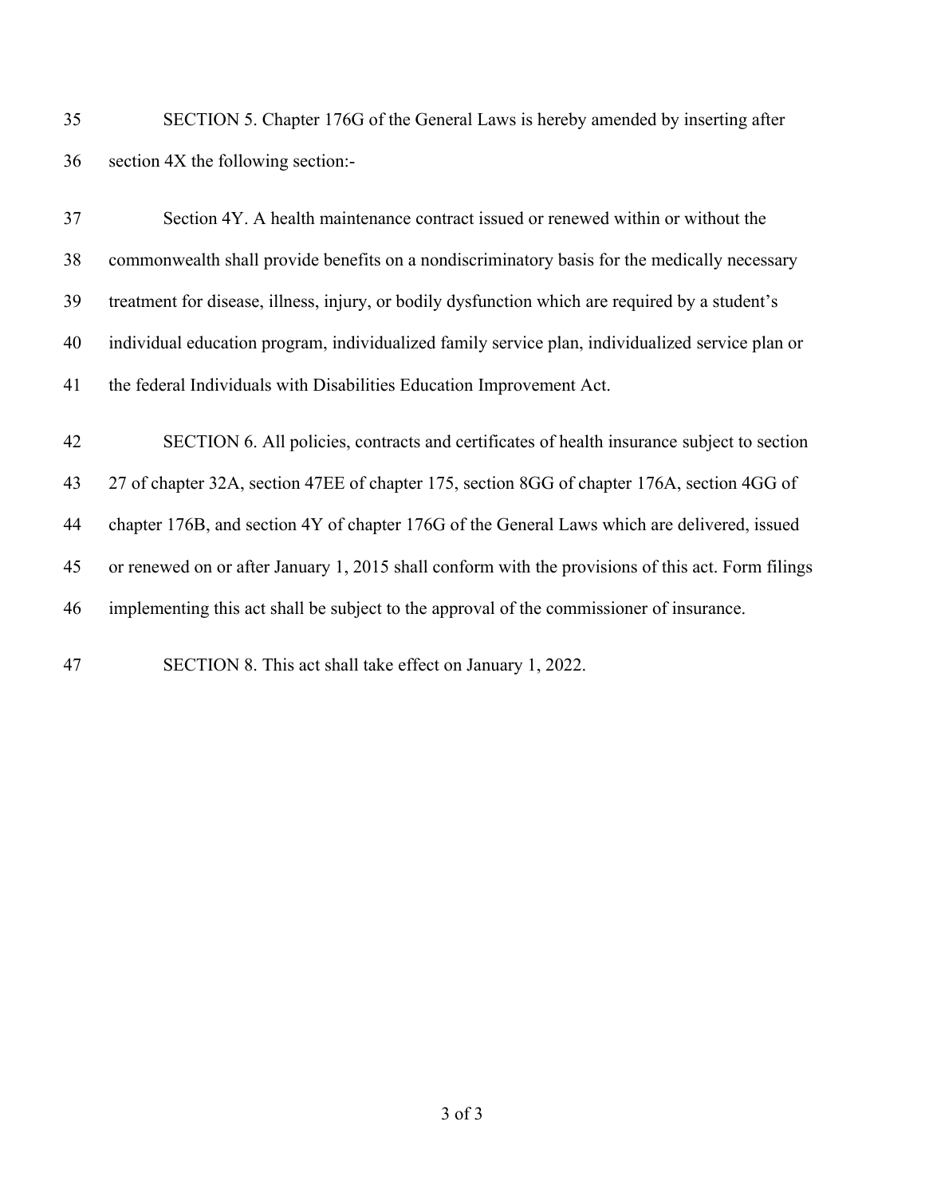SECTION 5. Chapter 176G of the General Laws is hereby amended by inserting after section 4X the following section:-

Section 4Y. A health maintenance contract issued or renewed within or without the commonwealth shall provide benefits on a nondiscriminatory basis for the medically necessary treatment for disease, illness, injury, or bodily dysfunction which are required by a student's individual education program, individualized family service plan, individualized service plan or the federal Individuals with Disabilities Education Improvement Act.

SECTION 6. All policies, contracts and certificates of health insurance subject to section 27 of chapter 32A, section 47EE of chapter 175, section 8GG of chapter 176A, section 4GG of chapter 176B, and section 4Y of chapter 176G of the General Laws which are delivered, issued or renewed on or after January 1, 2015 shall conform with the provisions of this act. Form filings implementing this act shall be subject to the approval of the commissioner of insurance.

SECTION 8. This act shall take effect on January 1, 2022.